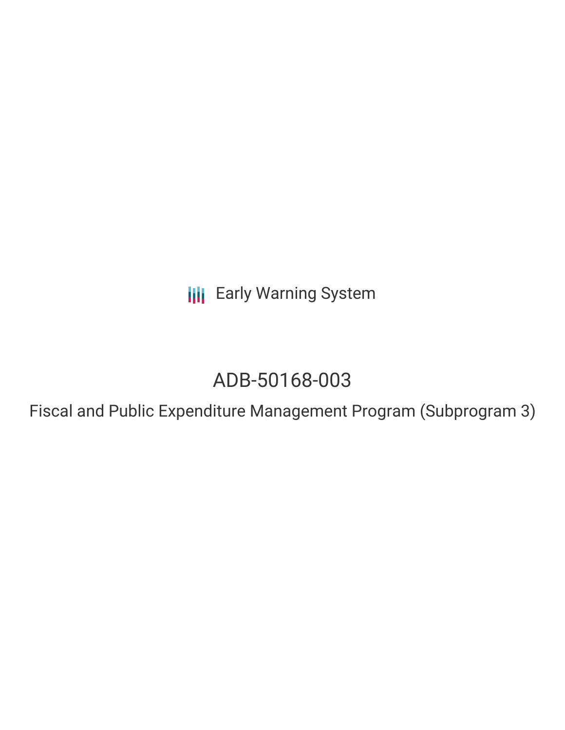Early Warning System

# ADB-50168-003

## Fiscal and Public Expenditure Management Program (Subprogram 3)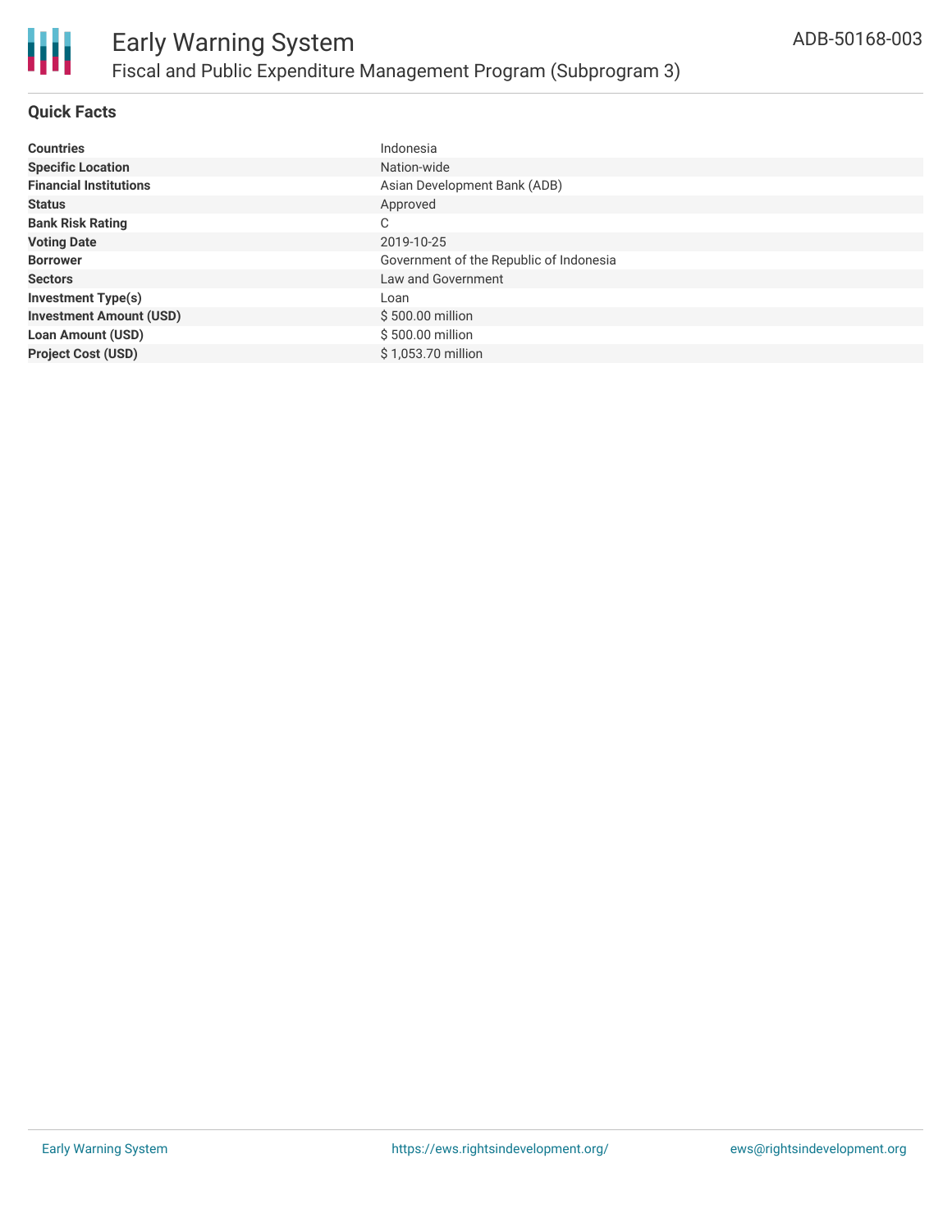# Early Warning System

## Fiscal and Public Expenditure Management Program (Subprogram 3)

ADB-50168-003

### Quick Facts

| | |
|---|---|
| **Countries** | Indonesia |
| **Specific Location** | Nation-wide |
| **Financial Institutions** | Asian Development Bank (ADB) |
| **Status** | Approved |
| **Bank Risk Rating** | C |
| **Voting Date** | 2019-10-25 |
| **Borrower** | Government of the Republic of Indonesia |
| **Sectors** | Law and Government |
| **Investment Type(s)** | Loan |
| **Investment Amount (USD)** | $ 500.00 million |
| **Loan Amount (USD)** | $ 500.00 million |
| **Project Cost (USD)** | $ 1,053.70 million |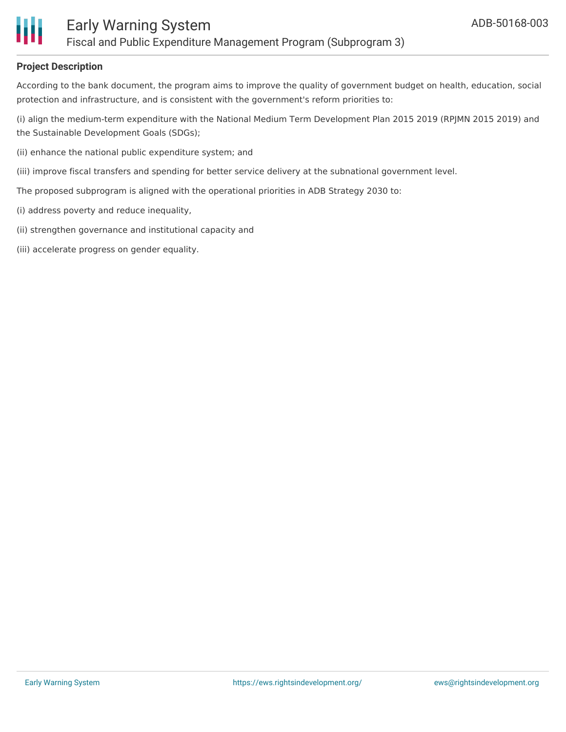**Project Description**

According to the bank document, the program aims to improve the quality of government budget on health, education, social protection and infrastructure, and is consistent with the government's reform priorities to:

(i) align the medium-term expenditure with the National Medium Term Development Plan 2015 2019 (RPJMN 2015 2019) and the Sustainable Development Goals (SDGs);

(ii) enhance the national public expenditure system; and

(iii) improve fiscal transfers and spending for better service delivery at the subnational government level.

The proposed subprogram is aligned with the operational priorities in ADB Strategy 2030 to:

(i) address poverty and reduce inequality,

(ii) strengthen governance and institutional capacity and

(iii) accelerate progress on gender equality.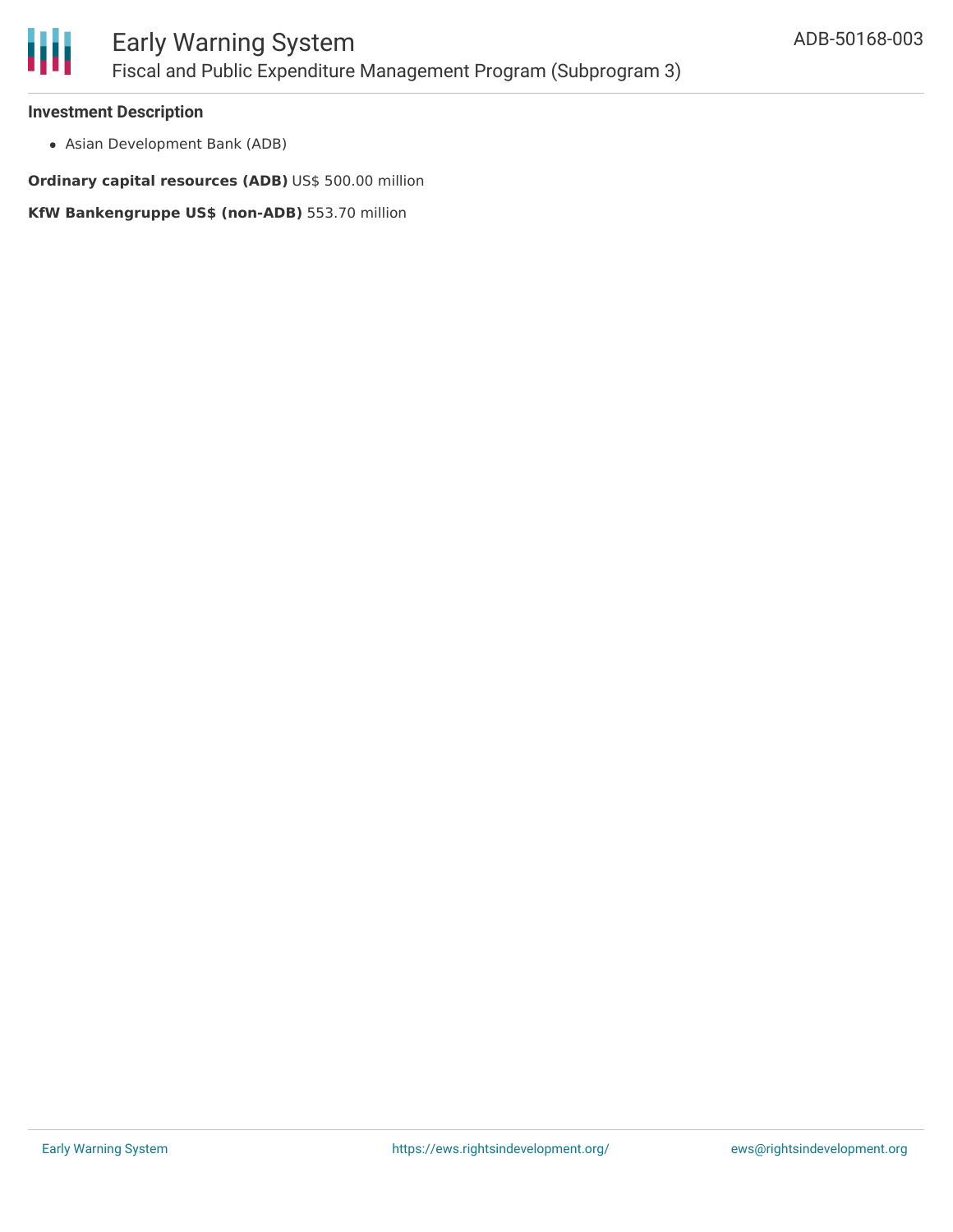### Investment Description

- Asian Development Bank (ADB)

**Ordinary capital resources (ADB)** US$ 500.00 million

**KfW Bankengruppe US$ (non-ADB)** 553.70 million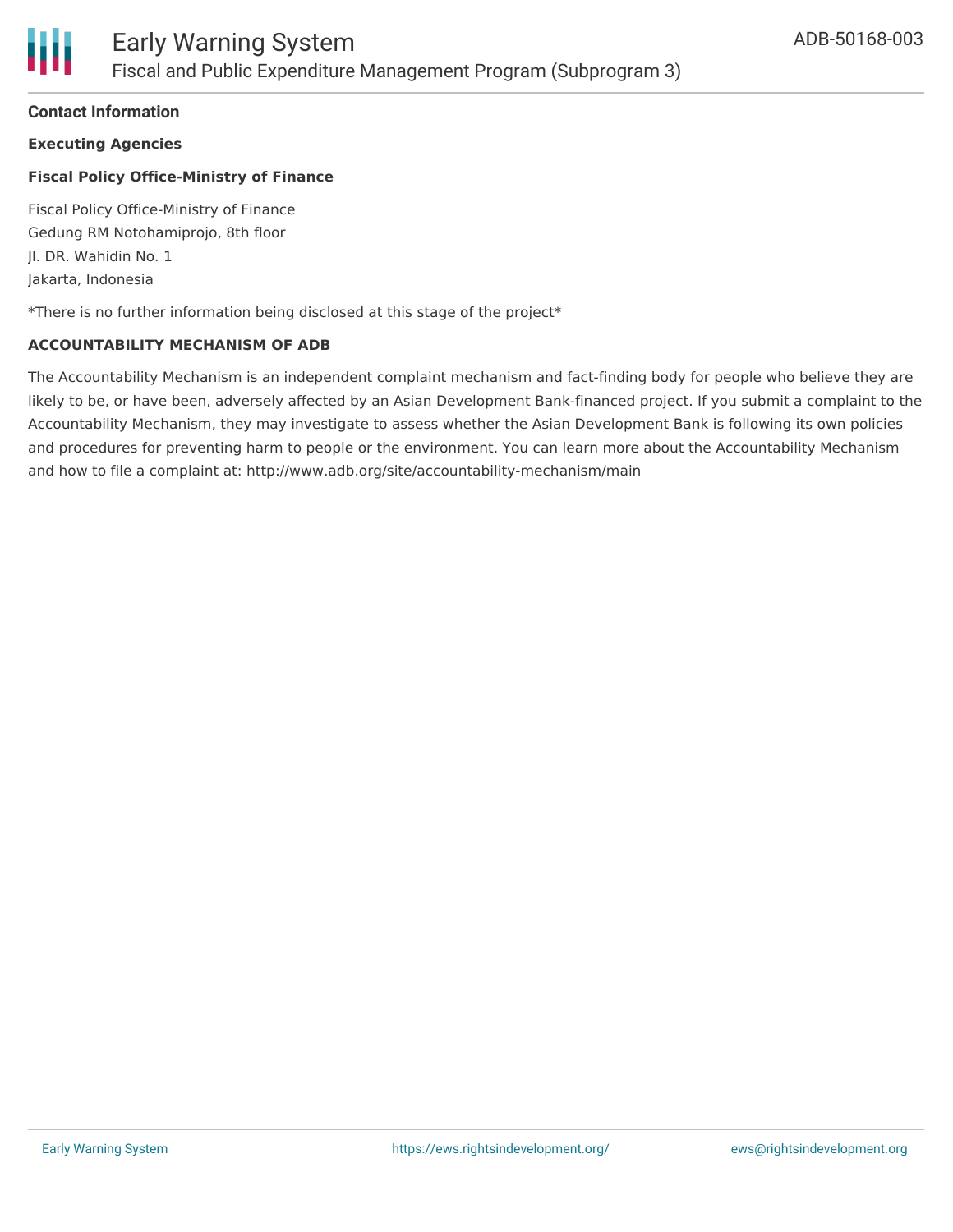## Contact Information

### Executing Agencies

**Fiscal Policy Office-Ministry of Finance**

Fiscal Policy Office-Ministry of Finance
Gedung RM Notohamiprojo, 8th floor
Jl. DR. Wahidin No. 1
Jakarta, Indonesia

*There is no further information being disclosed at this stage of the project*

### ACCOUNTABILITY MECHANISM OF ADB

The Accountability Mechanism is an independent complaint mechanism and fact-finding body for people who believe they are likely to be, or have been, adversely affected by an Asian Development Bank-financed project. If you submit a complaint to the Accountability Mechanism, they may investigate to assess whether the Asian Development Bank is following its own policies and procedures for preventing harm to people or the environment. You can learn more about the Accountability Mechanism and how to file a complaint at: http://www.adb.org/site/accountability-mechanism/main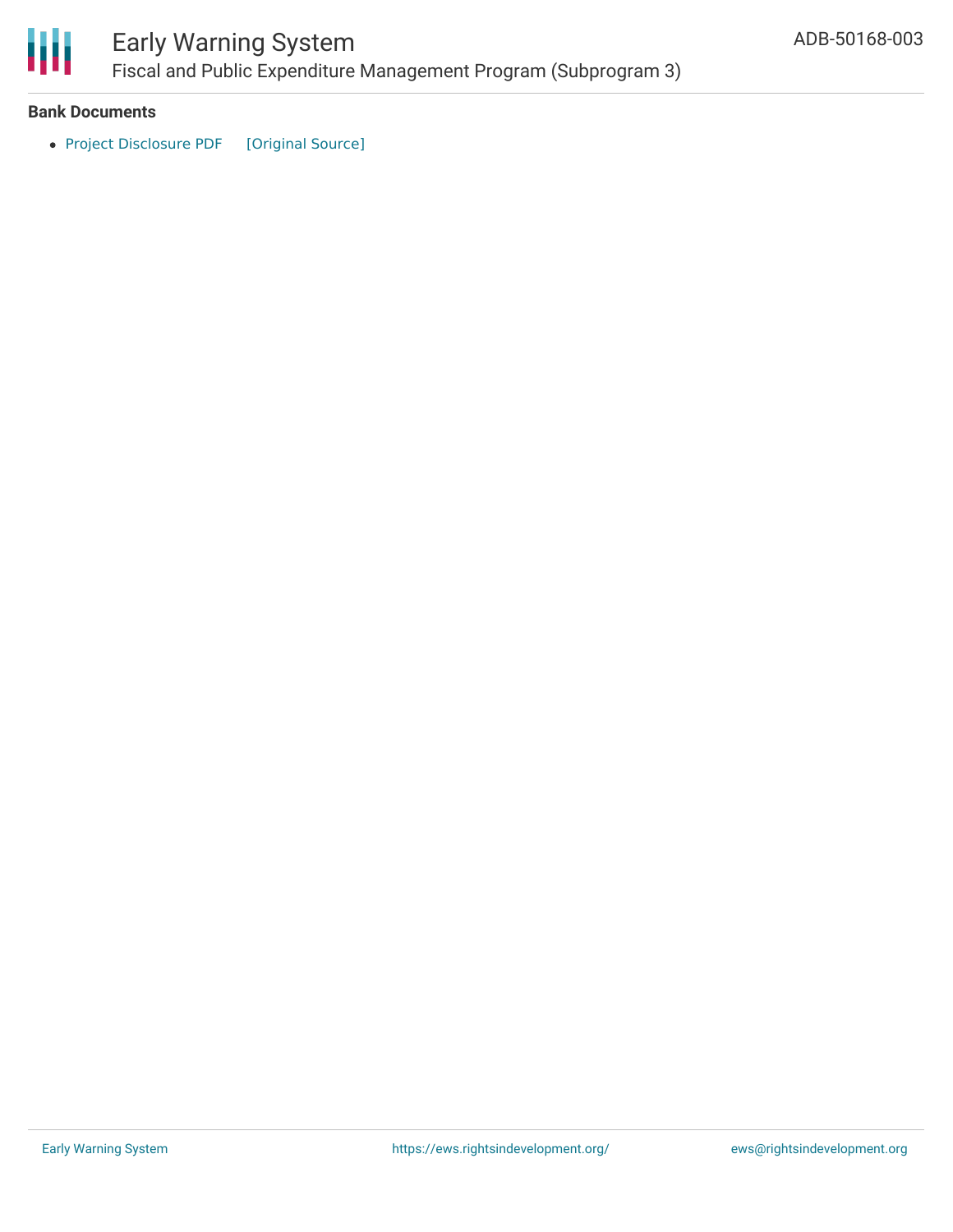**Bank Documents**

- Project Disclosure PDF [Original Source]